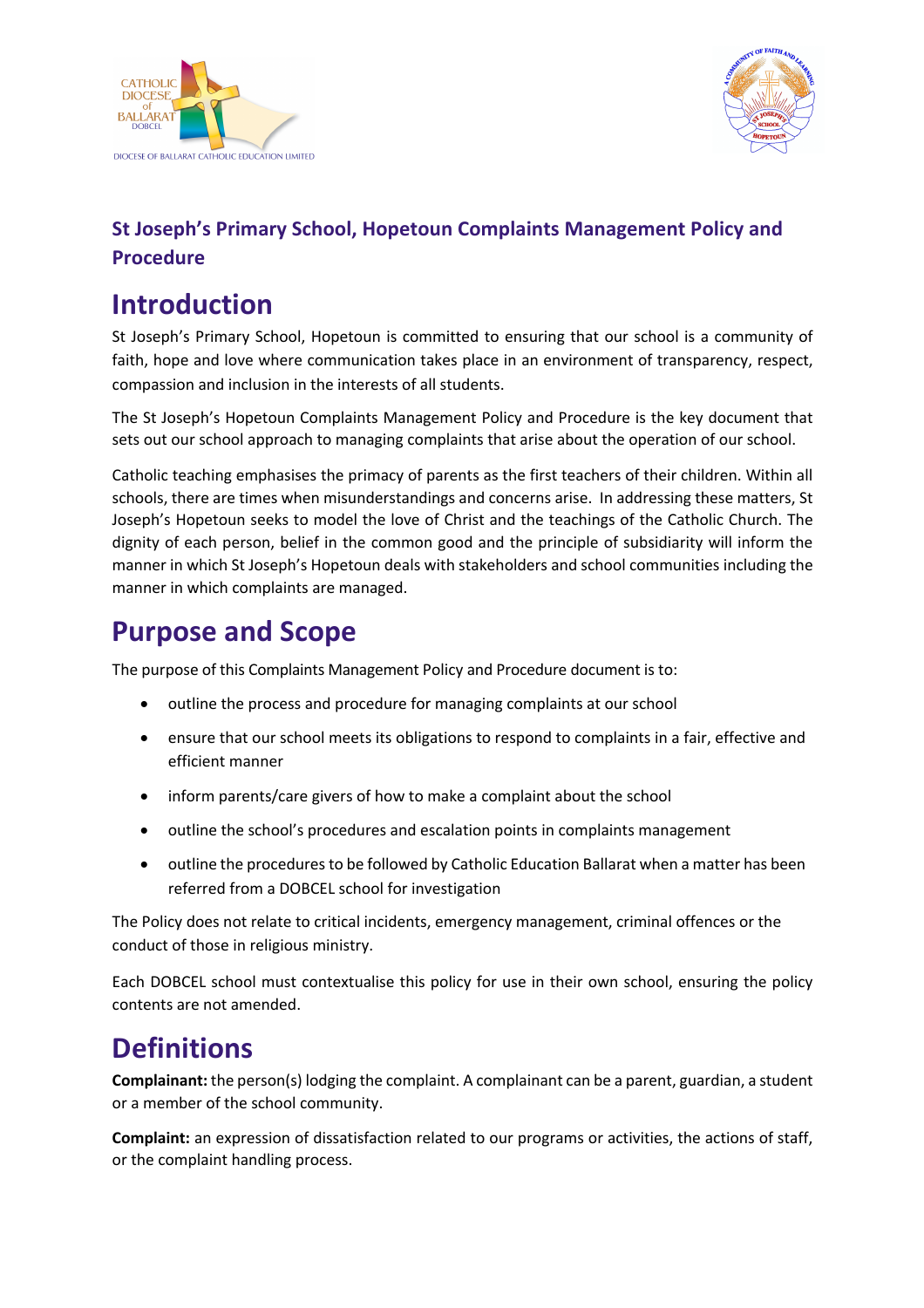**St Joseph's Primary School, Hopetoun Complaints Management Policy and Procedure**

# Introduction

St Joseph's Primary School, Hopetoun is committed to ensuring that our school is a community of faith, hope and love where communication takes place in an environment of transparency, respect, compassion and inclusion in the interests of all students.

The St Joseph's Hopetoun Complaints Management Policy and Procedure is the key document that sets out our school approach to managing complaints that arise about the operation of our school.

Catholic teaching emphasises the primacy of parents as the first teachers of their children. Within all schools, there are times when misunderstandings and concerns arise. In addressing these matters, St Joseph's Hopetoun seeks to model the love of Christ and the teachings of the Catholic Church. The dignity of each person, belief in the common good and the principle of subsidiarity will inform the manner in which St Joseph's Hopetoun deals with stakeholders and school communities including the manner in which complaints are managed.

# Purpose and Scope

The purpose of this Complaints Management Policy and Procedure document is to:

- outline the process and procedure for managing complaints at our school
- ensure that our school meets its obligations to respond to complaints in a fair, effective and efficient manner
- inform parents/care givers of how to make a complaint about the school
- outline the school's procedures and escalation points in complaints management
- outline the procedures to be followed by Catholic Education Ballarat when a matter has been referred from a DOBCEL school for investigation

The Policy does not relate to critical incidents, emergency management, criminal offences or the conduct of those in religious ministry.

Each DOBCEL school must contextualise this policy for use in their own school, ensuring the policy contents are not amended.

# Definitions

**Complainant:** the person(s) lodging the complaint. A complainant can be a parent, guardian, a student or a member of the school community.

**Complaint:** an expression of dissatisfaction related to our programs or activities, the actions of staff, or the complaint handling process.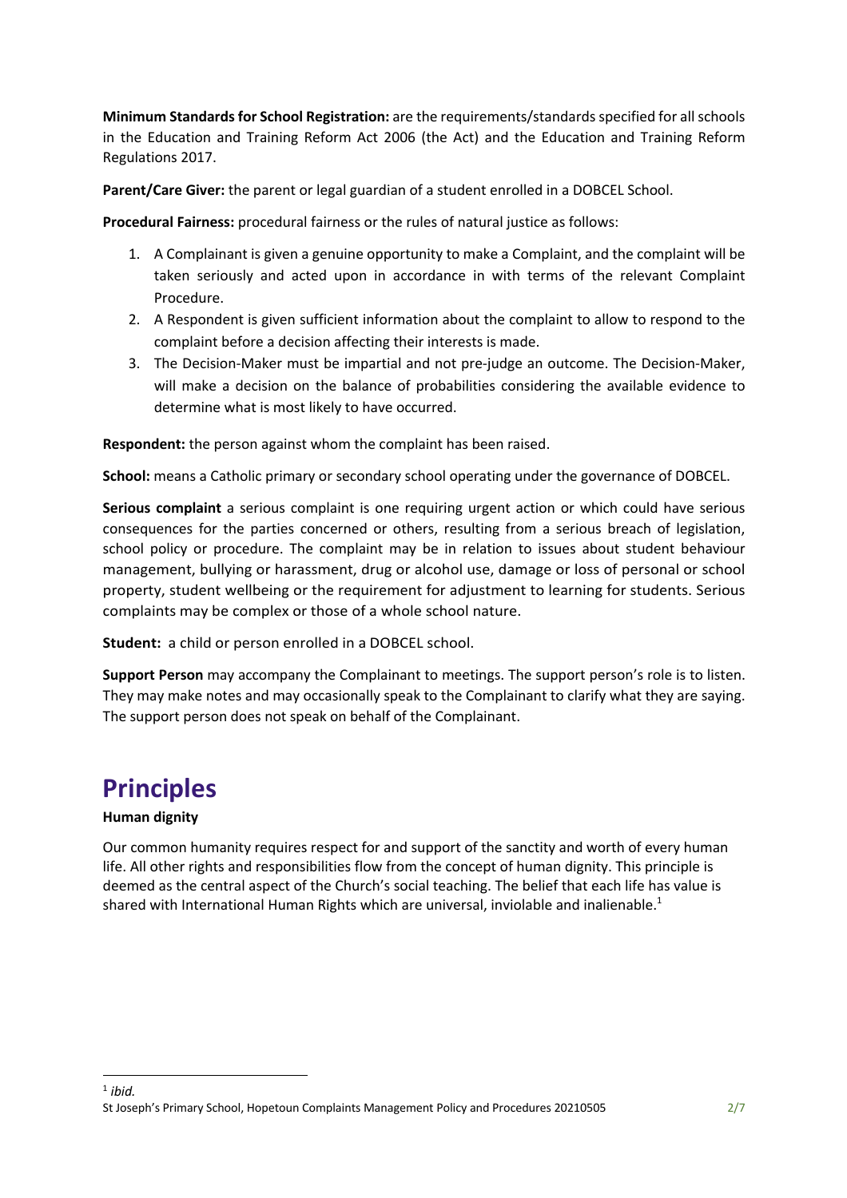**Minimum Standards for School Registration:** are the requirements/standards specified for all schools in the Education and Training Reform Act 2006 (the Act) and the Education and Training Reform Regulations 2017.

**Parent/Care Giver:** the parent or legal guardian of a student enrolled in a DOBCEL School.

**Procedural Fairness:** procedural fairness or the rules of natural justice as follows:

1. A Complainant is given a genuine opportunity to make a Complaint, and the complaint will be taken seriously and acted upon in accordance in with terms of the relevant Complaint Procedure.
2. A Respondent is given sufficient information about the complaint to allow to respond to the complaint before a decision affecting their interests is made.
3. The Decision-Maker must be impartial and not pre-judge an outcome. The Decision-Maker, will make a decision on the balance of probabilities considering the available evidence to determine what is most likely to have occurred.

**Respondent:** the person against whom the complaint has been raised.

**School:** means a Catholic primary or secondary school operating under the governance of DOBCEL.

**Serious complaint** a serious complaint is one requiring urgent action or which could have serious consequences for the parties concerned or others, resulting from a serious breach of legislation, school policy or procedure. The complaint may be in relation to issues about student behaviour management, bullying or harassment, drug or alcohol use, damage or loss of personal or school property, student wellbeing or the requirement for adjustment to learning for students. Serious complaints may be complex or those of a whole school nature.

**Student:** a child or person enrolled in a DOBCEL school.

**Support Person** may accompany the Complainant to meetings. The support person's role is to listen. They may make notes and may occasionally speak to the Complainant to clarify what they are saying. The support person does not speak on behalf of the Complainant.

# Principles

**Human dignity**

Our common humanity requires respect for and support of the sanctity and worth of every human life. All other rights and responsibilities flow from the concept of human dignity. This principle is deemed as the central aspect of the Church's social teaching. The belief that each life has value is shared with International Human Rights which are universal, inviolable and inalienable.[1]

[1] *ibid.*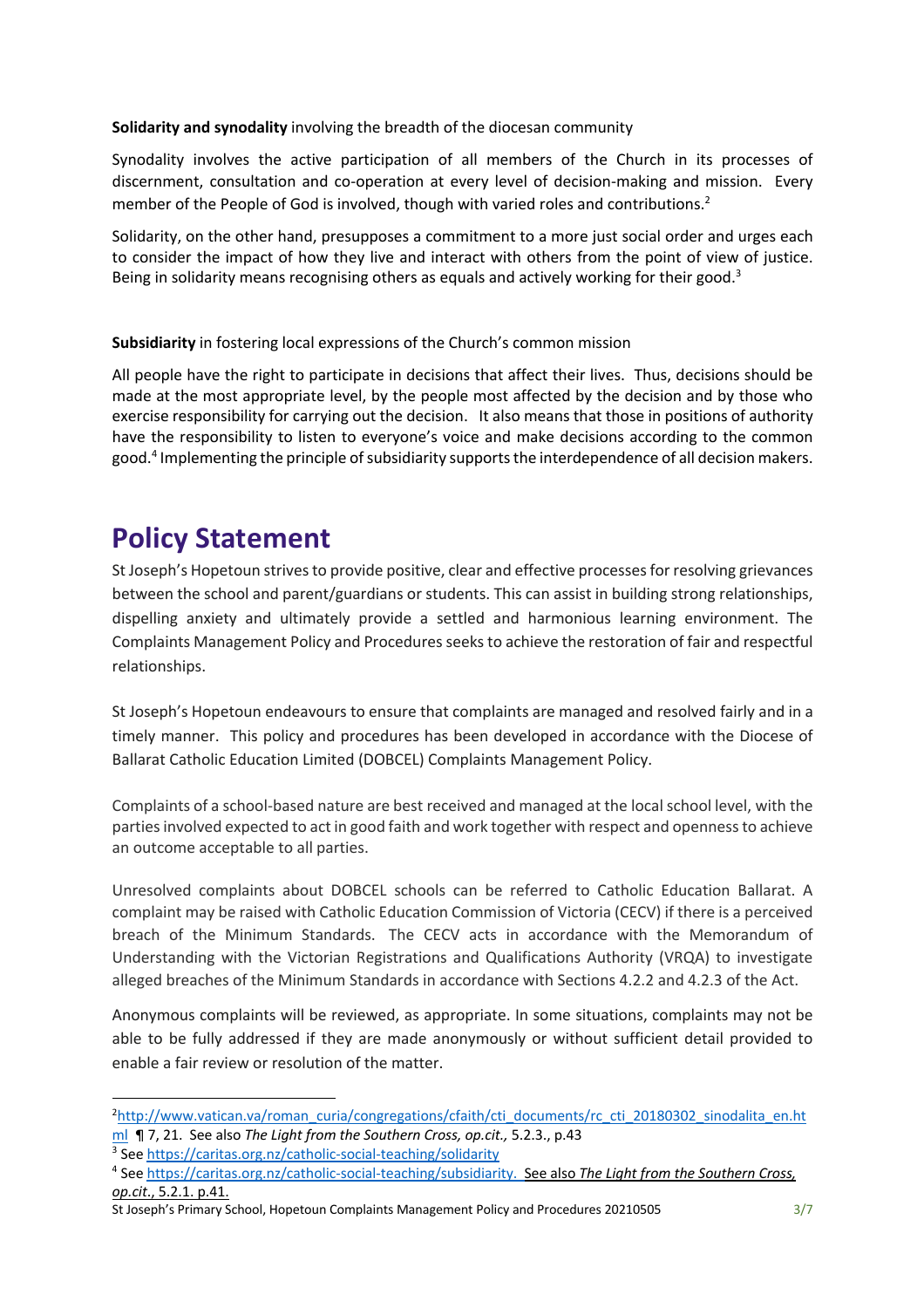**Solidarity and synodality** involving the breadth of the diocesan community

Synodality involves the active participation of all members of the Church in its processes of discernment, consultation and co-operation at every level of decision-making and mission. Every member of the People of God is involved, though with varied roles and contributions.[2]

Solidarity, on the other hand, presupposes a commitment to a more just social order and urges each to consider the impact of how they live and interact with others from the point of view of justice. Being in solidarity means recognising others as equals and actively working for their good.[3]

**Subsidiarity** in fostering local expressions of the Church's common mission

All people have the right to participate in decisions that affect their lives. Thus, decisions should be made at the most appropriate level, by the people most affected by the decision and by those who exercise responsibility for carrying out the decision. It also means that those in positions of authority have the responsibility to listen to everyone's voice and make decisions according to the common good.[4] Implementing the principle of subsidiarity supports the interdependence of all decision makers.

# Policy Statement

St Joseph's Hopetoun strives to provide positive, clear and effective processes for resolving grievances between the school and parent/guardians or students. This can assist in building strong relationships, dispelling anxiety and ultimately provide a settled and harmonious learning environment. The Complaints Management Policy and Procedures seeks to achieve the restoration of fair and respectful relationships.

St Joseph's Hopetoun endeavours to ensure that complaints are managed and resolved fairly and in a timely manner. This policy and procedures has been developed in accordance with the Diocese of Ballarat Catholic Education Limited (DOBCEL) Complaints Management Policy.

Complaints of a school-based nature are best received and managed at the local school level, with the parties involved expected to act in good faith and work together with respect and openness to achieve an outcome acceptable to all parties.

Unresolved complaints about DOBCEL schools can be referred to Catholic Education Ballarat. A complaint may be raised with Catholic Education Commission of Victoria (CECV) if there is a perceived breach of the Minimum Standards. The CECV acts in accordance with the Memorandum of Understanding with the Victorian Registrations and Qualifications Authority (VRQA) to investigate alleged breaches of the Minimum Standards in accordance with Sections 4.2.2 and 4.2.3 of the Act.

Anonymous complaints will be reviewed, as appropriate. In some situations, complaints may not be able to be fully addressed if they are made anonymously or without sufficient detail provided to enable a fair review or resolution of the matter.

---

[2] http://www.vatican.va/roman_curia/congregations/cfaith/cti_documents/rc_cti_20180302_sinodalita_en.html ¶ 7, 21. See also *The Light from the Southern Cross, op.cit.,* 5.2.3., p.43

[3] See https://caritas.org.nz/catholic-social-teaching/solidarity

[4] See https://caritas.org.nz/catholic-social-teaching/subsidiarity. See also *The Light from the Southern Cross, op.cit.*, 5.2.1. p.41.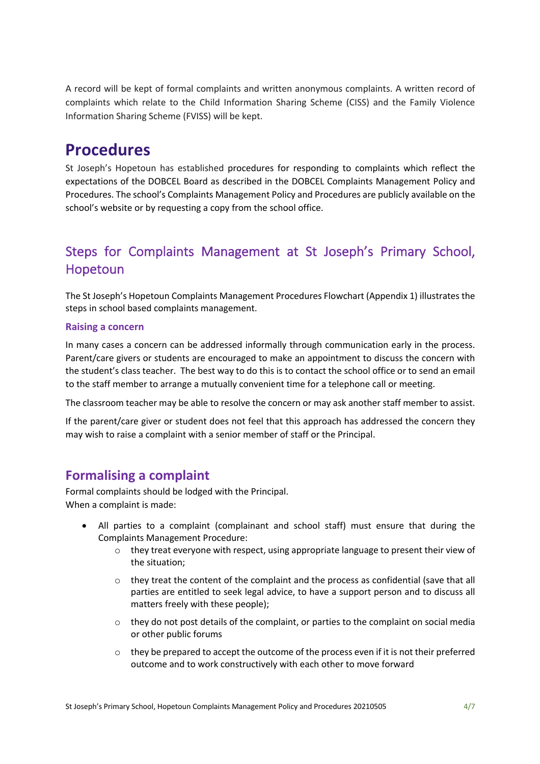A record will be kept of formal complaints and written anonymous complaints. A written record of complaints which relate to the Child Information Sharing Scheme (CISS) and the Family Violence Information Sharing Scheme (FVISS) will be kept.

# Procedures

St Joseph's Hopetoun has established procedures for responding to complaints which reflect the expectations of the DOBCEL Board as described in the DOBCEL Complaints Management Policy and Procedures. The school's Complaints Management Policy and Procedures are publicly available on the school's website or by requesting a copy from the school office.

## Steps for Complaints Management at St Joseph's Primary School, Hopetoun

The St Joseph's Hopetoun Complaints Management Procedures Flowchart (Appendix 1) illustrates the steps in school based complaints management.

### Raising a concern

In many cases a concern can be addressed informally through communication early in the process. Parent/care givers or students are encouraged to make an appointment to discuss the concern with the student's class teacher. The best way to do this is to contact the school office or to send an email to the staff member to arrange a mutually convenient time for a telephone call or meeting.

The classroom teacher may be able to resolve the concern or may ask another staff member to assist.

If the parent/care giver or student does not feel that this approach has addressed the concern they may wish to raise a complaint with a senior member of staff or the Principal.

## Formalising a complaint

Formal complaints should be lodged with the Principal.
When a complaint is made:

- All parties to a complaint (complainant and school staff) must ensure that during the Complaints Management Procedure:
    - they treat everyone with respect, using appropriate language to present their view of the situation;
    - they treat the content of the complaint and the process as confidential (save that all parties are entitled to seek legal advice, to have a support person and to discuss all matters freely with these people);
    - they do not post details of the complaint, or parties to the complaint on social media or other public forums
    - they be prepared to accept the outcome of the process even if it is not their preferred outcome and to work constructively with each other to move forward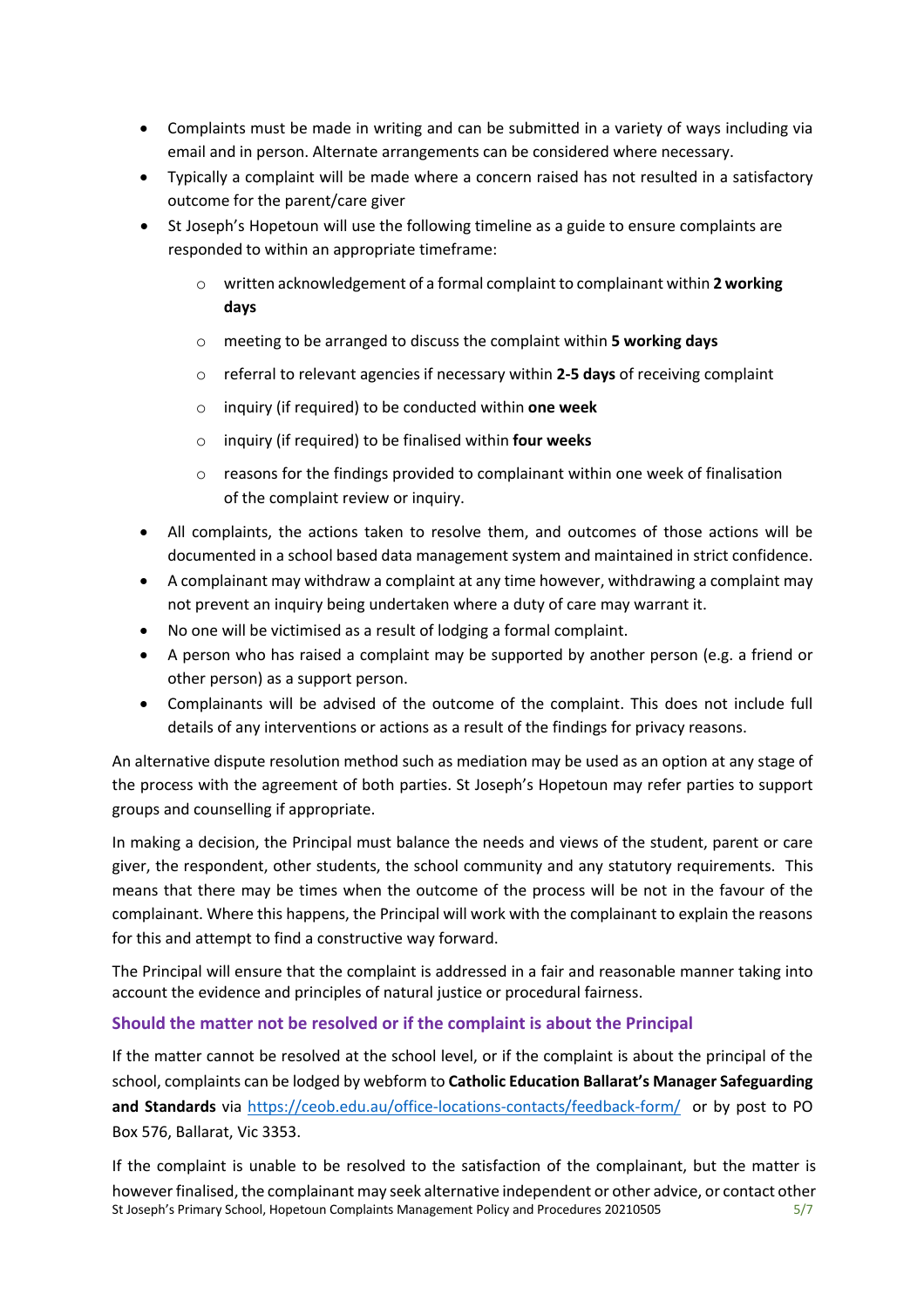- Complaints must be made in writing and can be submitted in a variety of ways including via email and in person. Alternate arrangements can be considered where necessary.
- Typically a complaint will be made where a concern raised has not resulted in a satisfactory outcome for the parent/care giver
- St Joseph's Hopetoun will use the following timeline as a guide to ensure complaints are responded to within an appropriate timeframe:
    - written acknowledgement of a formal complaint to complainant within **2 working days**
    - meeting to be arranged to discuss the complaint within **5 working days**
    - referral to relevant agencies if necessary within **2-5 days** of receiving complaint
    - inquiry (if required) to be conducted within **one week**
    - inquiry (if required) to be finalised within **four weeks**
    - reasons for the findings provided to complainant within one week of finalisation of the complaint review or inquiry.
- All complaints, the actions taken to resolve them, and outcomes of those actions will be documented in a school based data management system and maintained in strict confidence.
- A complainant may withdraw a complaint at any time however, withdrawing a complaint may not prevent an inquiry being undertaken where a duty of care may warrant it.
- No one will be victimised as a result of lodging a formal complaint.
- A person who has raised a complaint may be supported by another person (e.g. a friend or other person) as a support person.
- Complainants will be advised of the outcome of the complaint. This does not include full details of any interventions or actions as a result of the findings for privacy reasons.

An alternative dispute resolution method such as mediation may be used as an option at any stage of the process with the agreement of both parties. St Joseph's Hopetoun may refer parties to support groups and counselling if appropriate.

In making a decision, the Principal must balance the needs and views of the student, parent or care giver, the respondent, other students, the school community and any statutory requirements. This means that there may be times when the outcome of the process will be not in the favour of the complainant. Where this happens, the Principal will work with the complainant to explain the reasons for this and attempt to find a constructive way forward.

The Principal will ensure that the complaint is addressed in a fair and reasonable manner taking into account the evidence and principles of natural justice or procedural fairness.

### Should the matter not be resolved or if the complaint is about the Principal

If the matter cannot be resolved at the school level, or if the complaint is about the principal of the school, complaints can be lodged by webform to **Catholic Education Ballarat's Manager Safeguarding and Standards** via https://ceob.edu.au/office-locations-contacts/feedback-form/ or by post to PO Box 576, Ballarat, Vic 3353.

If the complaint is unable to be resolved to the satisfaction of the complainant, but the matter is however finalised, the complainant may seek alternative independent or other advice, or contact other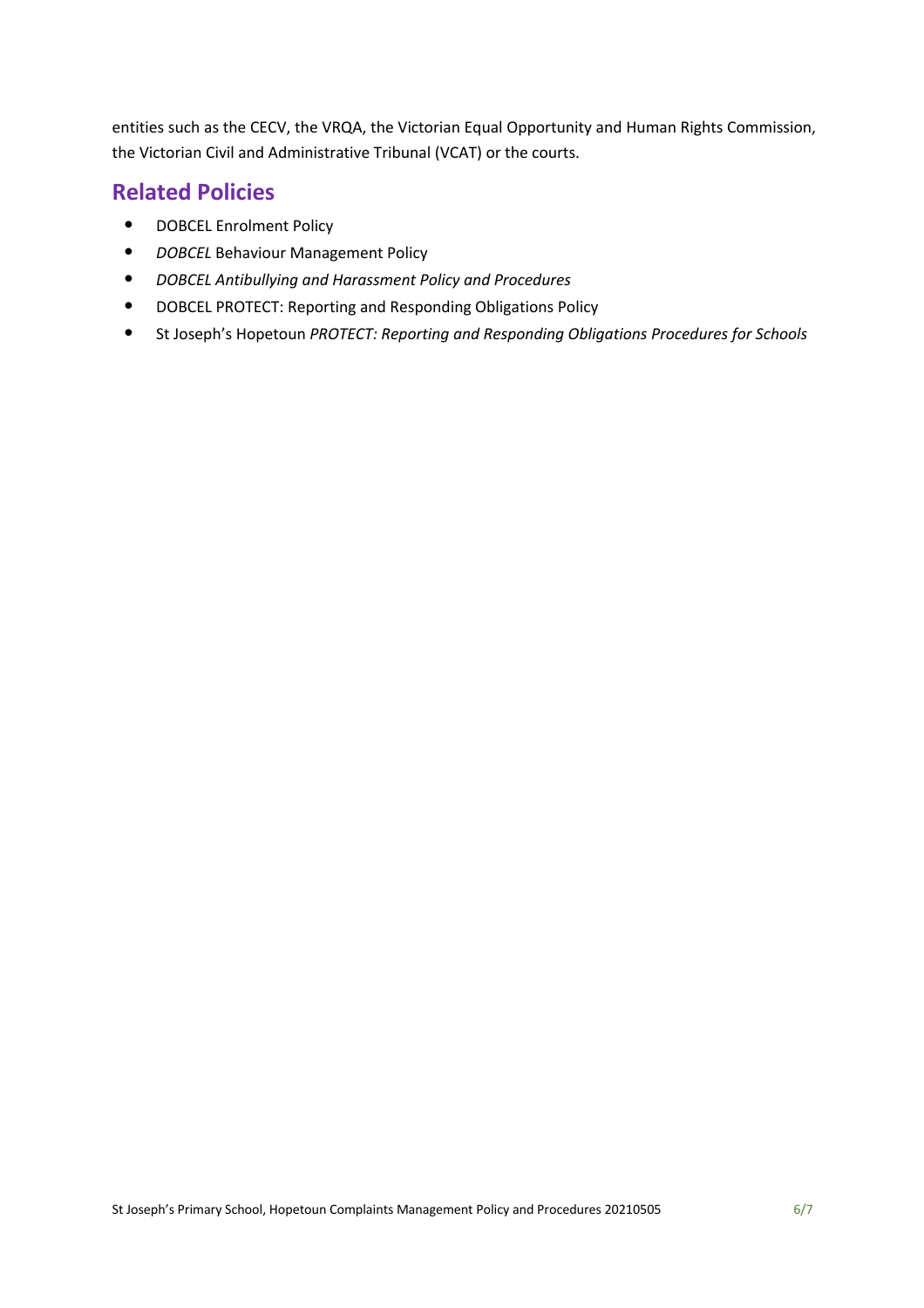entities such as the CECV, the VRQA, the Victorian Equal Opportunity and Human Rights Commission, the Victorian Civil and Administrative Tribunal (VCAT) or the courts.

## Related Policies

- DOBCEL Enrolment Policy
- *DOBCEL* Behaviour Management Policy
- *DOBCEL Antibullying and Harassment Policy and Procedures*
- DOBCEL PROTECT: Reporting and Responding Obligations Policy
- St Joseph's Hopetoun *PROTECT: Reporting and Responding Obligations Procedures for Schools*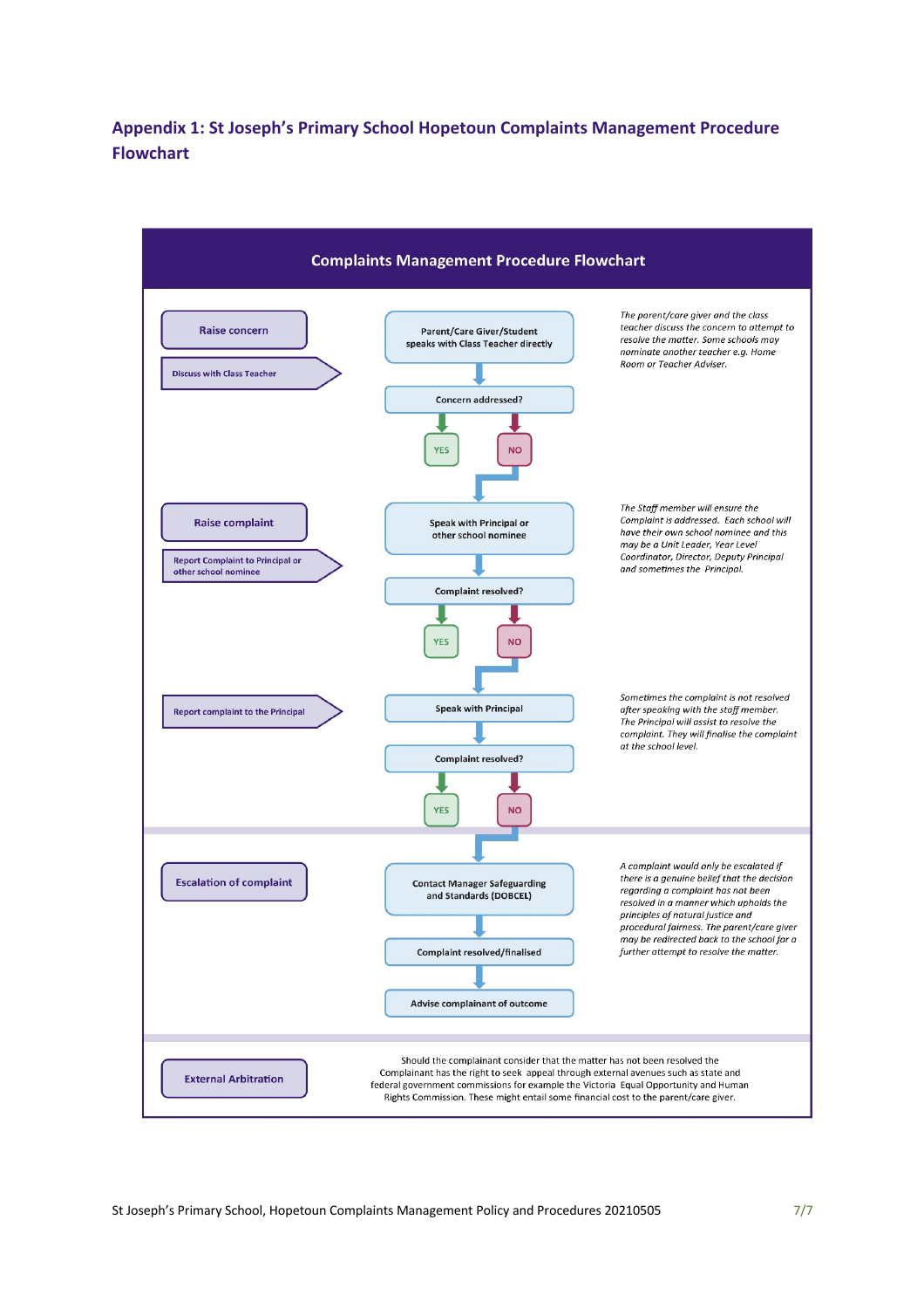## Appendix 1: St Joseph's Primary School Hopetoun Complaints Management Procedure Flowchart

### Complaints Management Procedure Flowchart

**Raise concern**

Discuss with Class Teacher

Parent/Care Giver/Student speaks with Class Teacher directly

Concern addressed?

YES

NO

*The parent/care giver and the class teacher discuss the concern to attempt to resolve the matter. Some schools may nominate another teacher e.g. Home Room or Teacher Adviser.*

**Raise complaint**

Report Complaint to Principal or other school nominee

Speak with Principal or other school nominee

Complaint resolved?

YES

NO

*The Staff member will ensure the Complaint is addressed. Each school will have their own school nominee and this may be a Unit Leader, Year Level Coordinator, Director, Deputy Principal and sometimes the Principal.*

Report complaint to the Principal

Speak with Principal

Complaint resolved?

YES

NO

*Sometimes the complaint is not resolved after speaking with the staff member. The Principal will assist to resolve the complaint. They will finalise the complaint at the school level.*

**Escalation of complaint**

Contact Manager Safeguarding and Standards (DOBCEL)

Complaint resolved/finalised

Advise complainant of outcome

*A complaint would only be escalated if there is a genuine belief that the decision regarding a complaint has not been resolved in a manner which upholds the principles of natural justice and procedural fairness. The parent/care giver may be redirected back to the school for a further attempt to resolve the matter.*

**External Arbitration**

Should the complainant consider that the matter has not been resolved the Complainant has the right to seek appeal through external avenues such as state and federal government commissions for example the Victoria Equal Opportunity and Human Rights Commission. These might entail some financial cost to the parent/care giver.